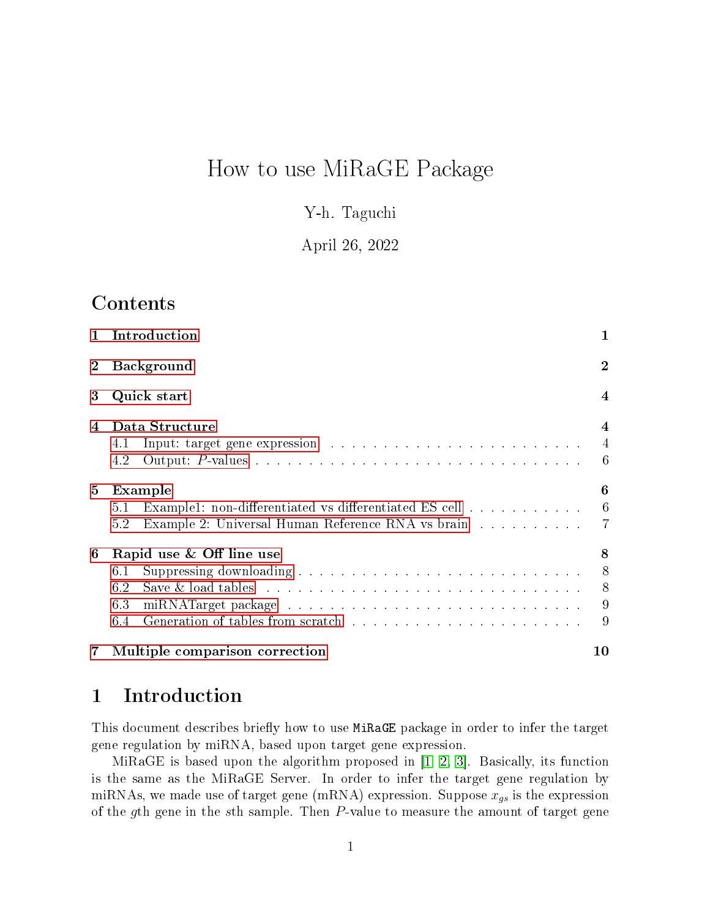# How to use MiRaGE Package

Y-h. Taguchi

April 26, 2022

## Contents

1 Introduction 1

2 Background 2

3 Quick start 4

4 Data Structure 4
- 4.1 Input: target gene expression 4
- 4.2 Output: $P$-values 6

5 Example 6
- 5.1 Example1: non-differentiated vs differentiated ES cell 6
- 5.2 Example 2: Universal Human Reference RNA vs brain 7

6 Rapid use & Off line use 8
- 6.1 Suppressing downloading 8
- 6.2 Save & load tables 8
- 6.3 miRNATarget package 9
- 6.4 Generation of tables from scratch 9

7 Multiple comparison correction 10

## 1 Introduction

This document describes briefly how to use `MiRaGE` package in order to infer the target gene regulation by miRNA, based upon target gene expression.

MiRaGE is based upon the algorithm proposed in [1, 2, 3]. Basically, its function is the same as the MiRaGE Server. In order to infer the target gene regulation by miRNAs, we made use of target gene (mRNA) expression. Suppose $x_{gs}$ is the expression of the $g$th gene in the $s$th sample. Then $P$-value to measure the amount of target gene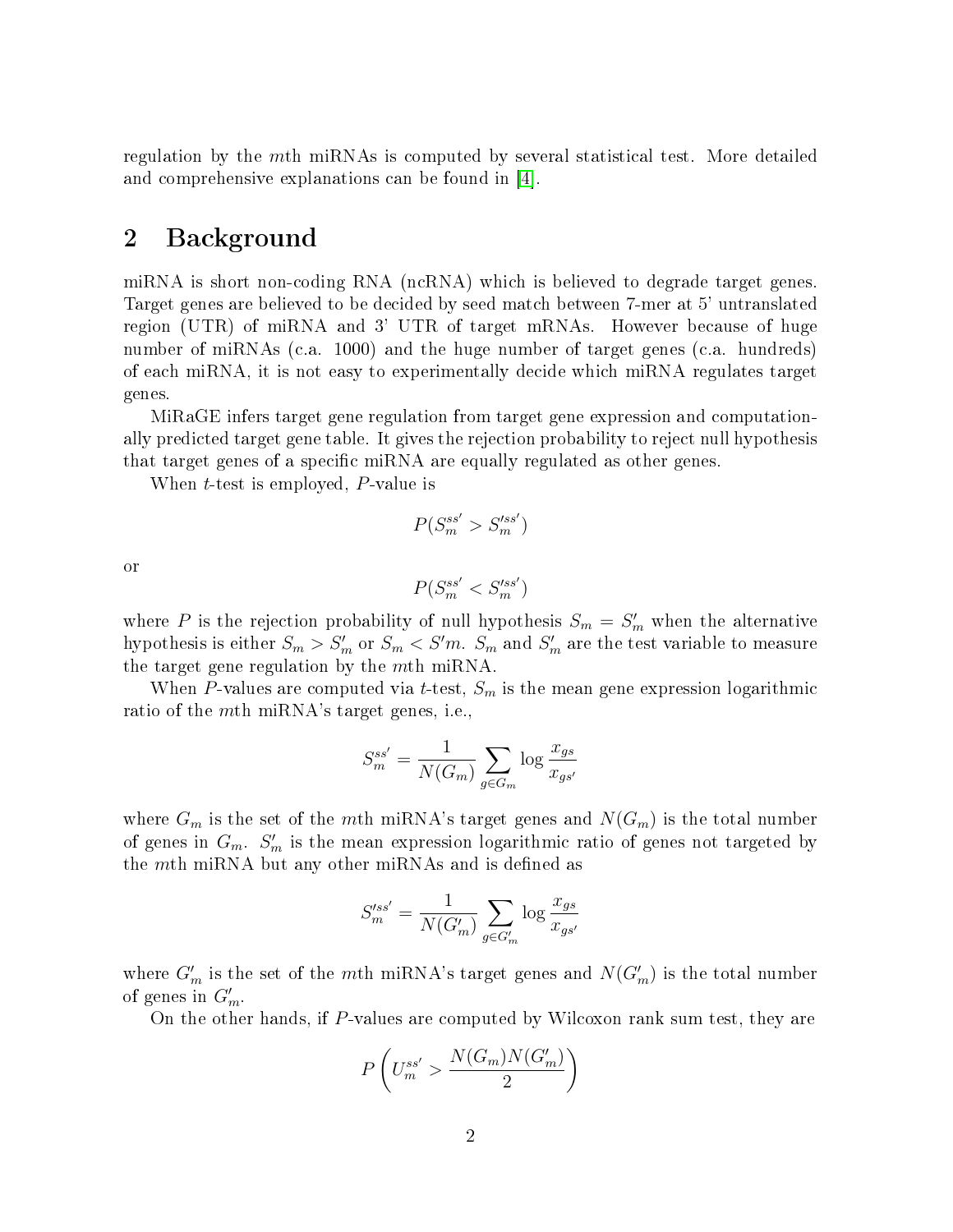regulation by the $m$th miRNAs is computed by several statistical test. More detailed and comprehensive explanations can be found in [4].

## 2 Background

miRNA is short non-coding RNA (ncRNA) which is believed to degrade target genes. Target genes are believed to be decided by seed match between 7-mer at 5' untranslated region (UTR) of miRNA and 3' UTR of target mRNAs. However because of huge number of miRNAs (c.a. 1000) and the huge number of target genes (c.a. hundreds) of each miRNA, it is not easy to experimentally decide which miRNA regulates target genes.

MiRaGE infers target gene regulation from target gene expression and computationally predicted target gene table. It gives the rejection probability to reject null hypothesis that target genes of a specific miRNA are equally regulated as other genes.

When $t$-test is employed, $P$-value is

$$P(S_m^{ss'} > S_m'^{ss'})$$

or

$$P(S_m^{ss'} < S_m'^{ss'})$$

where $P$ is the rejection probability of null hypothesis $S_m = S_m'$ when the alternative hypothesis is either $S_m > S_m'$ or $S_m < S'm$. $S_m$ and $S_m'$ are the test variable to measure the target gene regulation by the $m$th miRNA.

When $P$-values are computed via $t$-test, $S_m$ is the mean gene expression logarithmic ratio of the $m$th miRNA's target genes, i.e.,

$$S_m^{ss'} = \frac{1}{N(G_m)} \sum_{g \in G_m} \log \frac{x_{gs}}{x_{gs'}}$$

where $G_m$ is the set of the $m$th miRNA's target genes and $N(G_m)$ is the total number of genes in $G_m$. $S_m'$ is the mean expression logarithmic ratio of genes not targeted by the $m$th miRNA but any other miRNAs and is defined as

$$S_m'^{ss'} = \frac{1}{N(G_m')} \sum_{g \in G_m'} \log \frac{x_{gs}}{x_{gs'}}$$

where $G_m'$ is the set of the $m$th miRNA's target genes and $N(G_m')$ is the total number of genes in $G_m'$.

On the other hands, if $P$-values are computed by Wilcoxon rank sum test, they are

$$P\left(U_m^{ss'} > \frac{N(G_m)N(G_m')}{2}\right)$$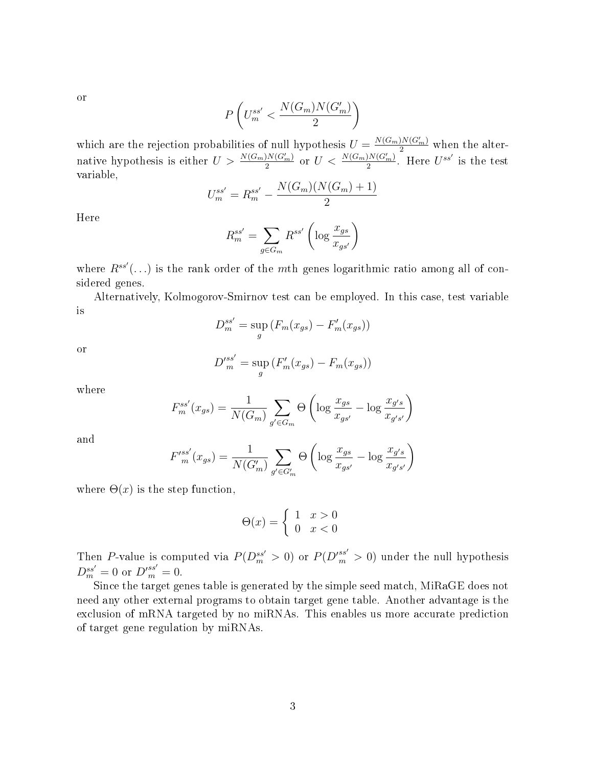or

$$P\left(U_m^{ss'} < \frac{N(G_m)N(G'_m)}{2}\right)$$

which are the rejection probabilities of null hypothesis $U = \frac{N(G_m)N(G'_m)}{2}$ when the alternative hypothesis is either $U > \frac{N(G_m)N(G'_m)}{2}$ or $U < \frac{N(G_m)N(G'_m)}{2}$. Here $U^{ss'}$ is the test variable,

$$U_m^{ss'} = R_m^{ss'} - \frac{N(G_m)(N(G_m)+1)}{2}$$

Here

$$R_m^{ss'} = \sum_{g \in G_m} R^{ss'}\left(\log \frac{x_{gs}}{x_{gs'}}\right)$$

where $R^{ss'}(\ldots)$ is the rank order of the $m$th genes logarithmic ratio among all of considered genes.

Alternatively, Kolmogorov-Smirnov test can be employed. In this case, test variable is

$$D_m^{ss'} = \sup_g \left(F_m(x_{gs}) - F'_m(x_{gs})\right)$$

or

$$D'^{ss'}_m = \sup_g \left(F'_m(x_{gs}) - F_m(x_{gs})\right)$$

where

$$F_m^{ss'}(x_{gs}) = \frac{1}{N(G_m)} \sum_{g' \in G_m} \Theta\left(\log \frac{x_{gs}}{x_{gs'}} - \log \frac{x_{g's}}{x_{g's'}}\right)$$

and

$$F'^{ss'}_m(x_{gs}) = \frac{1}{N(G'_m)} \sum_{g' \in G'_m} \Theta\left(\log \frac{x_{gs}}{x_{gs'}} - \log \frac{x_{g's}}{x_{g's'}}\right)$$

where $\Theta(x)$ is the step function,

$$\Theta(x) = \left\{ \begin{array}{ll} 1 & x > 0 \\ 0 & x < 0 \end{array} \right.$$

Then $P$-value is computed via $P(D_m^{ss'} > 0)$ or $P(D'^{ss'}_m > 0)$ under the null hypothesis $D_m^{ss'} = 0$ or $D'^{ss'}_m = 0$.

Since the target genes table is generated by the simple seed match, MiRaGE does not need any other external programs to obtain target gene table. Another advantage is the exclusion of mRNA targeted by no miRNAs. This enables us more accurate prediction of target gene regulation by miRNAs.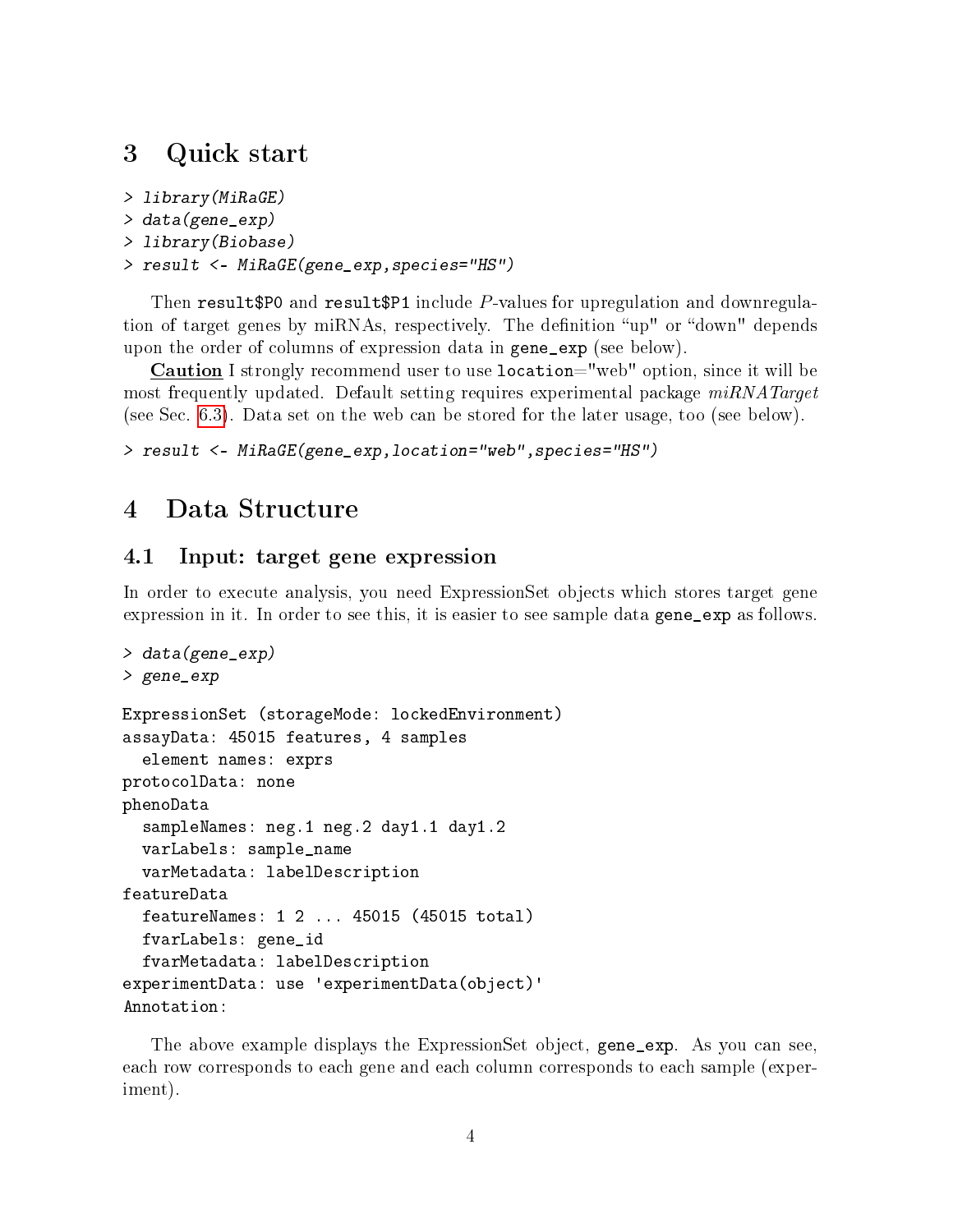# 3 Quick start

```
> library(MiRaGE)
> data(gene_exp)
> library(Biobase)
> result <- MiRaGE(gene_exp,species="HS")
```

Then `result$P0` and `result$P1` include $P$-values for upregulation and downregulation of target genes by miRNAs, respectively. The definition "up" or "down" depends upon the order of columns of expression data in `gene_exp` (see below).

**Caution** I strongly recommend user to use `location="web"` option, since it will be most frequently updated. Default setting requires experimental package *miRNATarget* (see Sec. 6.3). Data set on the web can be stored for the later usage, too (see below).

```
> result <- MiRaGE(gene_exp,location="web",species="HS")
```

# 4 Data Structure

## 4.1 Input: target gene expression

In order to execute analysis, you need ExpressionSet objects which stores target gene expression in it. In order to see this, it is easier to see sample data `gene_exp` as follows.

```
> data(gene_exp)
> gene_exp

ExpressionSet (storageMode: lockedEnvironment)
assayData: 45015 features, 4 samples
  element names: exprs
protocolData: none
phenoData
  sampleNames: neg.1 neg.2 day1.1 day1.2
  varLabels: sample_name
  varMetadata: labelDescription
featureData
  featureNames: 1 2 ... 45015 (45015 total)
  fvarLabels: gene_id
  fvarMetadata: labelDescription
experimentData: use 'experimentData(object)'
Annotation:
```

The above example displays the ExpressionSet object, `gene_exp`. As you can see, each row corresponds to each gene and each column corresponds to each sample (experiment).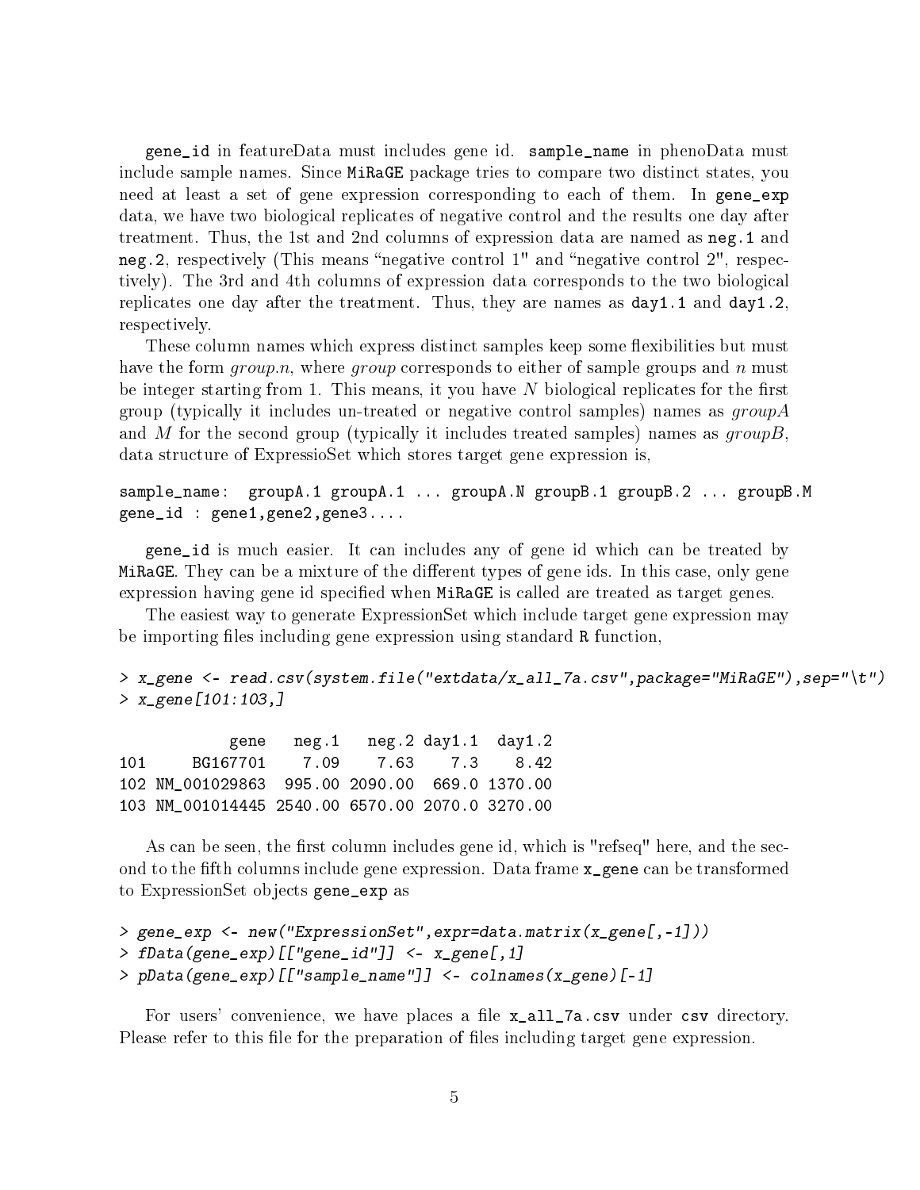`gene_id` in featureData must includes gene id. `sample_name` in phenoData must include sample names. Since `MiRaGE` package tries to compare two distinct states, you need at least a set of gene expression corresponding to each of them. In `gene_exp` data, we have two biological replicates of negative control and the results one day after treatment. Thus, the 1st and 2nd columns of expression data are named as `neg.1` and `neg.2`, respectively (This means "negative control 1" and "negative control 2", respectively). The 3rd and 4th columns of expression data corresponds to the two biological replicates one day after the treatment. Thus, they are names as `day1.1` and `day1.2`, respectively.

These column names which express distinct samples keep some flexibilities but must have the form *group.n*, where *group* corresponds to either of sample groups and $n$ must be integer starting from 1. This means, it you have $N$ biological replicates for the first group (typically it includes un-treated or negative control samples) names as *groupA* and $M$ for the second group (typically it includes treated samples) names as *groupB*, data structure of ExpressioSet which stores target gene expression is,

```
sample_name:  groupA.1 groupA.1 ... groupA.N groupB.1 groupB.2 ... groupB.M
gene_id : gene1,gene2,gene3....
```

`gene_id` is much easier. It can includes any of gene id which can be treated by `MiRaGE`. They can be a mixture of the different types of gene ids. In this case, only gene expression having gene id specified when `MiRaGE` is called are treated as target genes.

The easiest way to generate ExpressionSet which include target gene expression may be importing files including gene expression using standard `R` function,

```
> x_gene <- read.csv(system.file("extdata/x_all_7a.csv",package="MiRaGE"),sep="\t")
> x_gene[101:103,]

            gene   neg.1   neg.2 day1.1  day1.2
101     BG167701    7.09    7.63    7.3    8.42
102 NM_001029863  995.00 2090.00  669.0 1370.00
103 NM_001014445 2540.00 6570.00 2070.0 3270.00
```

As can be seen, the first column includes gene id, which is "refseq" here, and the second to the fifth columns include gene expression. Data frame `x_gene` can be transformed to ExpressionSet objects `gene_exp` as

```
> gene_exp <- new("ExpressionSet",expr=data.matrix(x_gene[,-1]))
> fData(gene_exp)[["gene_id"]] <- x_gene[,1]
> pData(gene_exp)[["sample_name"]] <- colnames(x_gene)[-1]
```

For users' convenience, we have places a file `x_all_7a.csv` under `csv` directory. Please refer to this file for the preparation of files including target gene expression.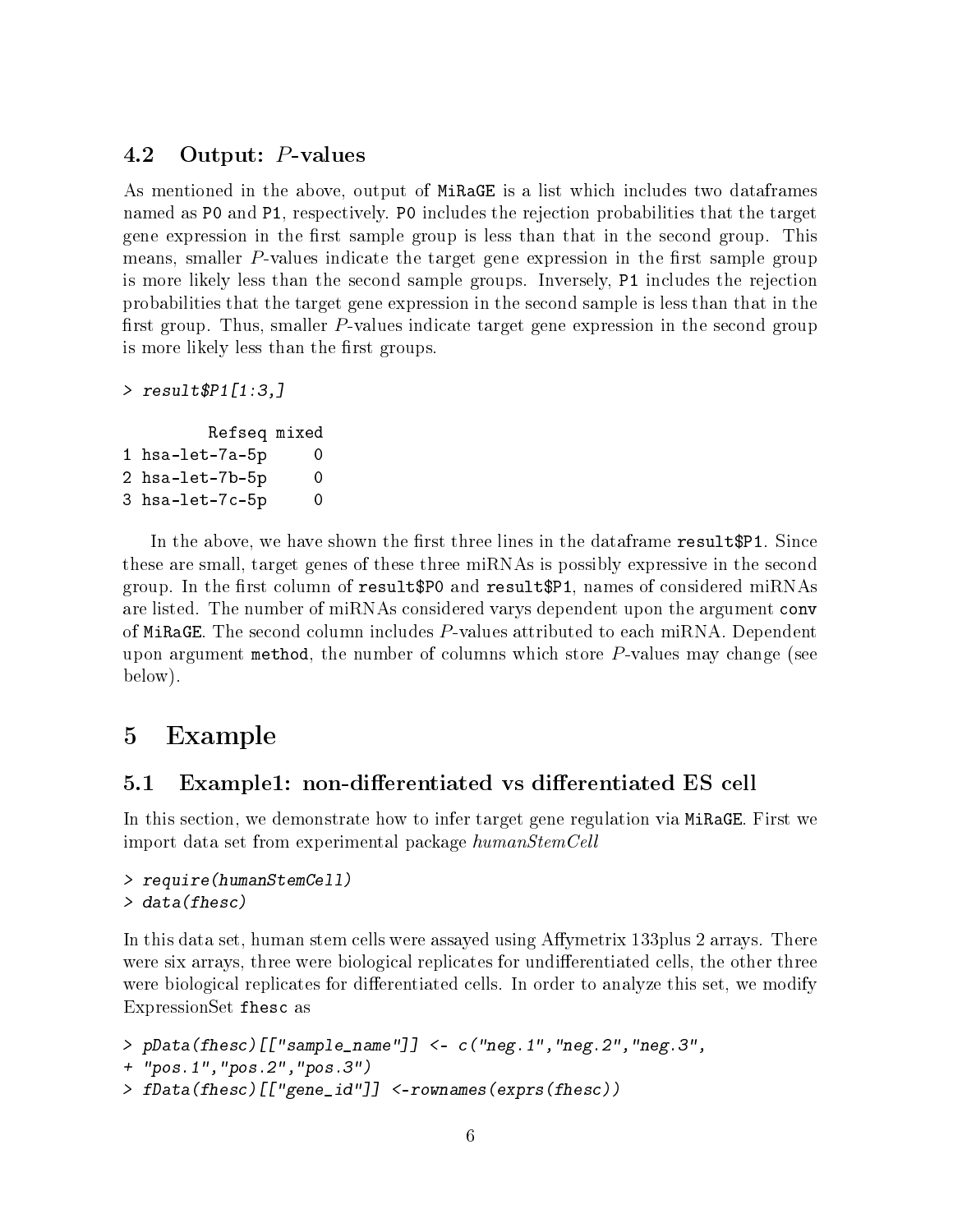### 4.2 Output: $P$-values

As mentioned in the above, output of MiRaGE is a list which includes two dataframes named as P0 and P1, respectively. P0 includes the rejection probabilities that the target gene expression in the first sample group is less than that in the second group. This means, smaller $P$-values indicate the target gene expression in the first sample group is more likely less than the second sample groups. Inversely, P1 includes the rejection probabilities that the target gene expression in the second sample is less than that in the first group. Thus, smaller $P$-values indicate target gene expression in the second group is more likely less than the first groups.

```
> result$P1[1:3,]

        Refseq mixed
1 hsa-let-7a-5p     0
2 hsa-let-7b-5p     0
3 hsa-let-7c-5p     0
```

In the above, we have shown the first three lines in the dataframe result$P1. Since these are small, target genes of these three miRNAs is possibly expressive in the second group. In the first column of result$P0 and result$P1, names of considered miRNAs are listed. The number of miRNAs considered varys dependent upon the argument conv of MiRaGE. The second column includes $P$-values attributed to each miRNA. Dependent upon argument method, the number of columns which store $P$-values may change (see below).

## 5 Example

### 5.1 Example1: non-differentiated vs differentiated ES cell

In this section, we demonstrate how to infer target gene regulation via MiRaGE. First we import data set from experimental package *humanStemCell*

```
> require(humanStemCell)
> data(fhesc)
```

In this data set, human stem cells were assayed using Affymetrix 133plus 2 arrays. There were six arrays, three were biological replicates for undifferentiated cells, the other three were biological replicates for differentiated cells. In order to analyze this set, we modify ExpressionSet fhesc as

```
> pData(fhesc)[["sample_name"]] <- c("neg.1","neg.2","neg.3",
+ "pos.1","pos.2","pos.3")
> fData(fhesc)[["gene_id"]] <-rownames(exprs(fhesc))
```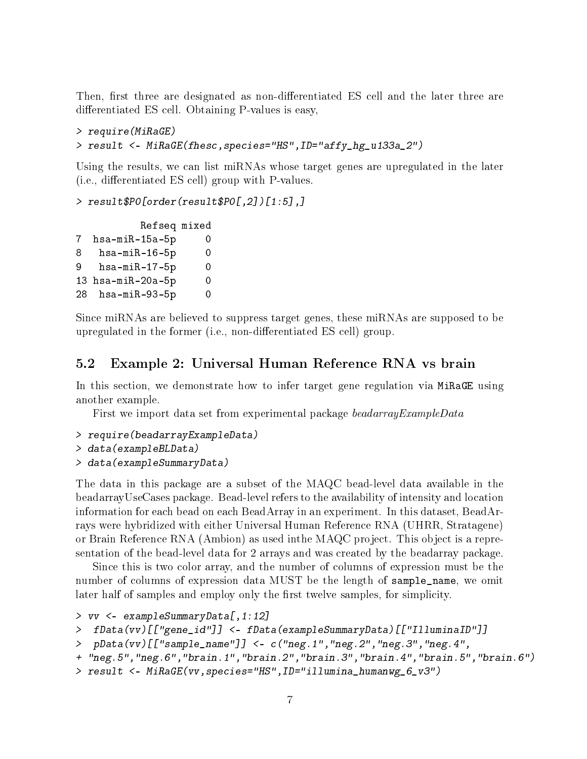Then, first three are designated as non-differentiated ES cell and the later three are differentiated ES cell. Obtaining P-values is easy,

```
> require(MiRaGE)
> result <- MiRaGE(fhesc,species="HS",ID="affy_hg_u133a_2")
```

Using the results, we can list miRNAs whose target genes are upregulated in the later (i.e., differentiated ES cell) group with P-values.

```
> result$P0[order(result$P0[,2])[1:5],]

          Refseq mixed
7  hsa-miR-15a-5p     0
8   hsa-miR-16-5p     0
9   hsa-miR-17-5p     0
13 hsa-miR-20a-5p     0
28  hsa-miR-93-5p     0
```

Since miRNAs are believed to suppress target genes, these miRNAs are supposed to be upregulated in the former (i.e., non-differentiated ES cell) group.

## 5.2 Example 2: Universal Human Reference RNA vs brain

In this section, we demonstrate how to infer target gene regulation via MiRaGE using another example.

First we import data set from experimental package *beadarrayExampleData*

```
> require(beadarrayExampleData)
> data(exampleBLData)
> data(exampleSummaryData)
```

The data in this package are a subset of the MAQC bead-level data available in the beadarrayUseCases package. Bead-level refers to the availability of intensity and location information for each bead on each BeadArray in an experiment. In this dataset, BeadArrays were hybridized with either Universal Human Reference RNA (UHRR, Stratagene) or Brain Reference RNA (Ambion) as used inthe MAQC project. This object is a representation of the bead-level data for 2 arrays and was created by the beadarray package.

Since this is two color array, and the number of columns of expression must be the number of columns of expression data MUST be the length of sample_name, we omit later half of samples and employ only the first twelve samples, for simplicity.

```
> vv <- exampleSummaryData[,1:12]
>  fData(vv)[["gene_id"]] <- fData(exampleSummaryData)[["IlluminaID"]]
>  pData(vv)[["sample_name"]] <- c("neg.1","neg.2","neg.3","neg.4",
+ "neg.5","neg.6","brain.1","brain.2","brain.3","brain.4","brain.5","brain.6")
> result <- MiRaGE(vv,species="HS",ID="illumina_humanwg_6_v3")
```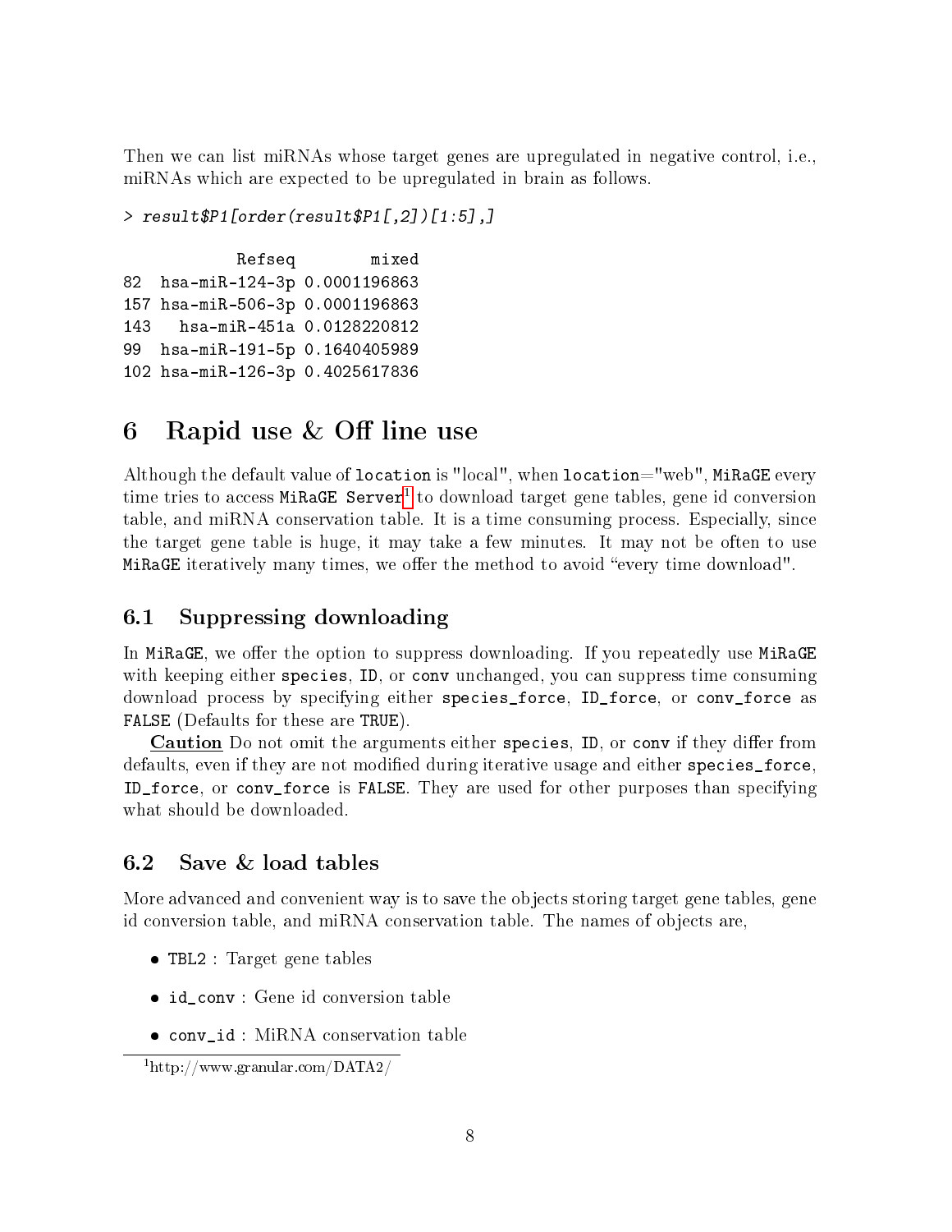Then we can list miRNAs whose target genes are upregulated in negative control, i.e., miRNAs which are expected to be upregulated in brain as follows.

```
> result$P1[order(result$P1[,2])[1:5],]

            Refseq        mixed
82  hsa-miR-124-3p 0.0001196863
157 hsa-miR-506-3p 0.0001196863
143   hsa-miR-451a 0.0128220812
99  hsa-miR-191-5p 0.1640405989
102 hsa-miR-126-3p 0.4025617836
```

# 6 Rapid use & Off line use

Although the default value of `location` is "local", when `location`="web", `MiRaGE` every time tries to access `MiRaGE Server`[1] to download target gene tables, gene id conversion table, and miRNA conservation table. It is a time consuming process. Especially, since the target gene table is huge, it may take a few minutes. It may not be often to use `MiRaGE` iteratively many times, we offer the method to avoid "every time download".

## 6.1 Suppressing downloading

In `MiRaGE`, we offer the option to suppress downloading. If you repeatedly use `MiRaGE` with keeping either `species`, `ID`, or `conv` unchanged, you can suppress time consuming download process by specifying either `species_force`, `ID_force`, or `conv_force` as `FALSE` (Defaults for these are `TRUE`).

**Caution** Do not omit the arguments either `species`, `ID`, or `conv` if they differ from defaults, even if they are not modified during iterative usage and either `species_force`, `ID_force`, or `conv_force` is `FALSE`. They are used for other purposes than specifying what should be downloaded.

## 6.2 Save & load tables

More advanced and convenient way is to save the objects storing target gene tables, gene id conversion table, and miRNA conservation table. The names of objects are,

- `TBL2` : Target gene tables
- `id_conv` : Gene id conversion table
- `conv_id` : MiRNA conservation table

[1] http://www.granular.com/DATA2/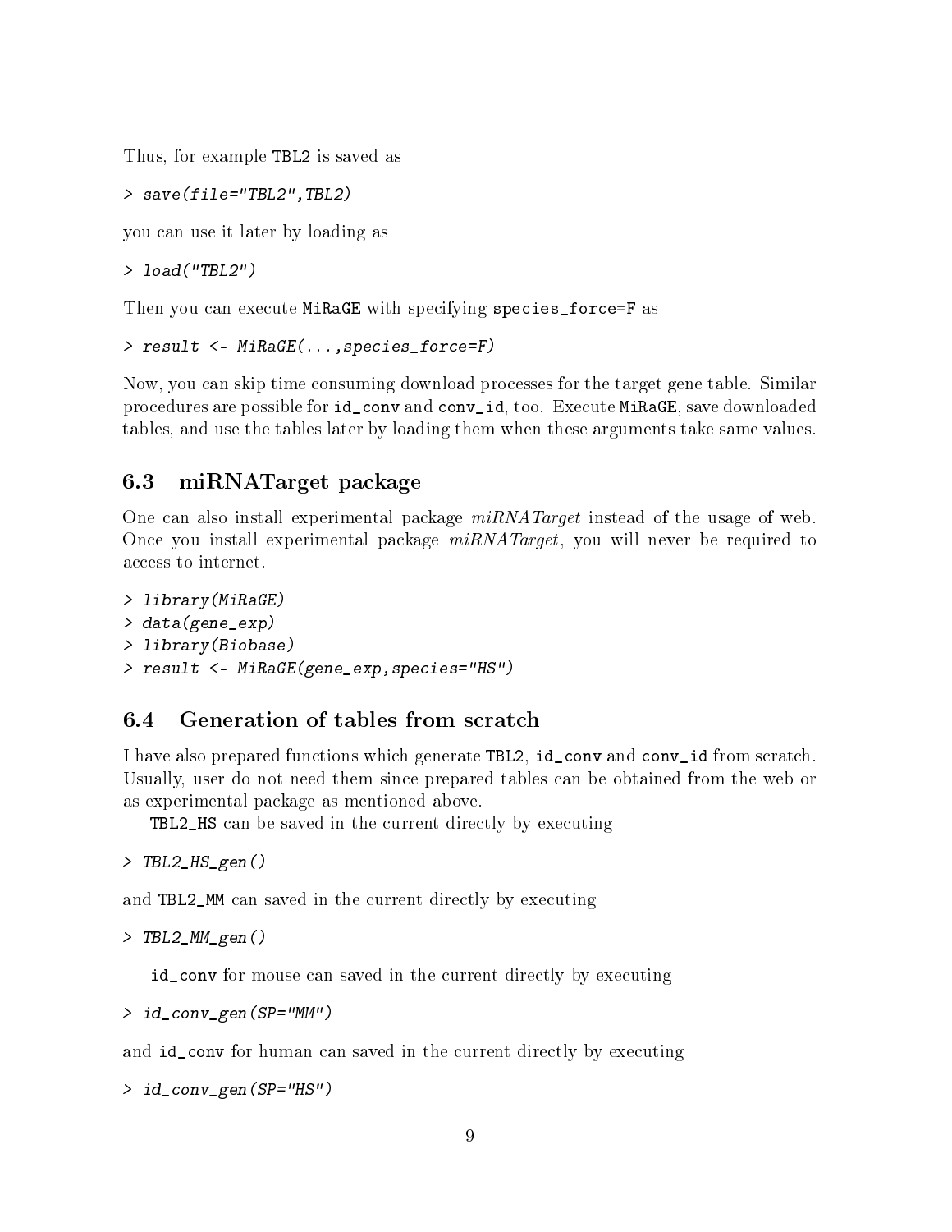Thus, for example TBL2 is saved as

```
> save(file="TBL2",TBL2)
```

you can use it later by loading as

```
> load("TBL2")
```

Then you can execute MiRaGE with specifying species_force=F as

```
> result <- MiRaGE(...,species_force=F)
```

Now, you can skip time consuming download processes for the target gene table. Similar procedures are possible for id_conv and conv_id, too. Execute MiRaGE, save downloaded tables, and use the tables later by loading them when these arguments take same values.

## 6.3 miRNATarget package

One can also install experimental package *miRNATarget* instead of the usage of web. Once you install experimental package *miRNATarget*, you will never be required to access to internet.

```
> library(MiRaGE)
> data(gene_exp)
> library(Biobase)
> result <- MiRaGE(gene_exp,species="HS")
```

## 6.4 Generation of tables from scratch

I have also prepared functions which generate TBL2, id_conv and conv_id from scratch. Usually, user do not need them since prepared tables can be obtained from the web or as experimental package as mentioned above.

TBL2_HS can be saved in the current directly by executing

```
> TBL2_HS_gen()
```

and TBL2_MM can saved in the current directly by executing

```
> TBL2_MM_gen()
```

id_conv for mouse can saved in the current directly by executing

```
> id_conv_gen(SP="MM")
```

and id_conv for human can saved in the current directly by executing

```
> id_conv_gen(SP="HS")
```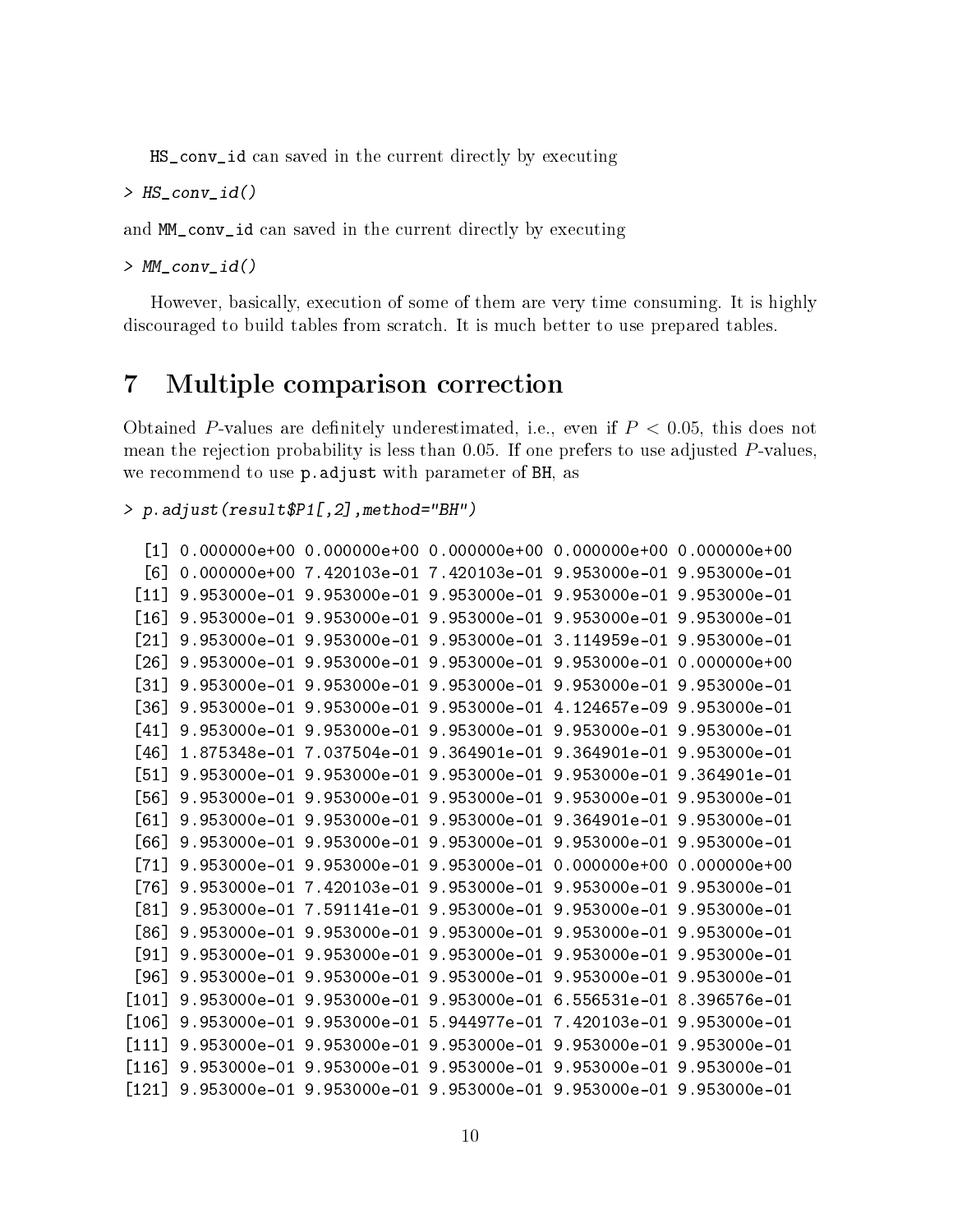HS_conv_id can saved in the current directly by executing

```
> HS_conv_id()
```

and MM_conv_id can saved in the current directly by executing

```
> MM_conv_id()
```

However, basically, execution of some of them are very time consuming. It is highly discouraged to build tables from scratch. It is much better to use prepared tables.

# 7 Multiple comparison correction

Obtained $P$-values are definitely underestimated, i.e., even if $P < 0.05$, this does not mean the rejection probability is less than 0.05. If one prefers to use adjusted $P$-values, we recommend to use p.adjust with parameter of BH, as

```
> p.adjust(result$P1[,2],method="BH")
```

```
  [1] 0.000000e+00 0.000000e+00 0.000000e+00 0.000000e+00 0.000000e+00
  [6] 0.000000e+00 7.420103e-01 7.420103e-01 9.953000e-01 9.953000e-01
 [11] 9.953000e-01 9.953000e-01 9.953000e-01 9.953000e-01 9.953000e-01
 [16] 9.953000e-01 9.953000e-01 9.953000e-01 9.953000e-01 9.953000e-01
 [21] 9.953000e-01 9.953000e-01 9.953000e-01 3.114959e-01 9.953000e-01
 [26] 9.953000e-01 9.953000e-01 9.953000e-01 9.953000e-01 0.000000e+00
 [31] 9.953000e-01 9.953000e-01 9.953000e-01 9.953000e-01 9.953000e-01
 [36] 9.953000e-01 9.953000e-01 9.953000e-01 4.124657e-09 9.953000e-01
 [41] 9.953000e-01 9.953000e-01 9.953000e-01 9.953000e-01 9.953000e-01
 [46] 1.875348e-01 7.037504e-01 9.364901e-01 9.364901e-01 9.953000e-01
 [51] 9.953000e-01 9.953000e-01 9.953000e-01 9.953000e-01 9.364901e-01
 [56] 9.953000e-01 9.953000e-01 9.953000e-01 9.953000e-01 9.953000e-01
 [61] 9.953000e-01 9.953000e-01 9.953000e-01 9.364901e-01 9.953000e-01
 [66] 9.953000e-01 9.953000e-01 9.953000e-01 9.953000e-01 9.953000e-01
 [71] 9.953000e-01 9.953000e-01 9.953000e-01 0.000000e+00 0.000000e+00
 [76] 9.953000e-01 7.420103e-01 9.953000e-01 9.953000e-01 9.953000e-01
 [81] 9.953000e-01 7.591141e-01 9.953000e-01 9.953000e-01 9.953000e-01
 [86] 9.953000e-01 9.953000e-01 9.953000e-01 9.953000e-01 9.953000e-01
 [91] 9.953000e-01 9.953000e-01 9.953000e-01 9.953000e-01 9.953000e-01
 [96] 9.953000e-01 9.953000e-01 9.953000e-01 9.953000e-01 9.953000e-01
[101] 9.953000e-01 9.953000e-01 9.953000e-01 6.556531e-01 8.396576e-01
[106] 9.953000e-01 9.953000e-01 5.944977e-01 7.420103e-01 9.953000e-01
[111] 9.953000e-01 9.953000e-01 9.953000e-01 9.953000e-01 9.953000e-01
[116] 9.953000e-01 9.953000e-01 9.953000e-01 9.953000e-01 9.953000e-01
[121] 9.953000e-01 9.953000e-01 9.953000e-01 9.953000e-01 9.953000e-01
```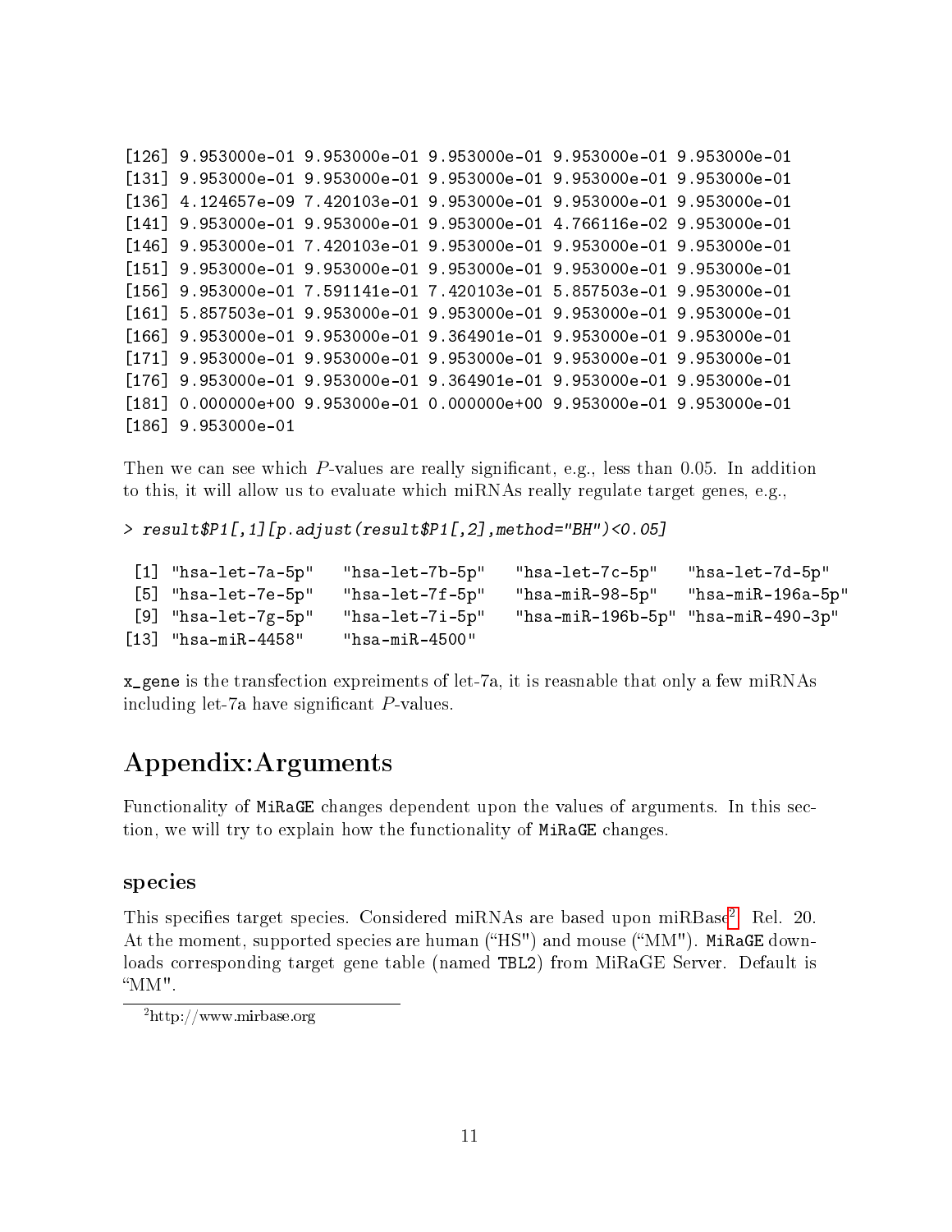```
[126] 9.953000e-01 9.953000e-01 9.953000e-01 9.953000e-01 9.953000e-01
[131] 9.953000e-01 9.953000e-01 9.953000e-01 9.953000e-01 9.953000e-01
[136] 4.124657e-09 7.420103e-01 9.953000e-01 9.953000e-01 9.953000e-01
[141] 9.953000e-01 9.953000e-01 9.953000e-01 4.766116e-02 9.953000e-01
[146] 9.953000e-01 7.420103e-01 9.953000e-01 9.953000e-01 9.953000e-01
[151] 9.953000e-01 9.953000e-01 9.953000e-01 9.953000e-01 9.953000e-01
[156] 9.953000e-01 7.591141e-01 7.420103e-01 5.857503e-01 9.953000e-01
[161] 5.857503e-01 9.953000e-01 9.953000e-01 9.953000e-01 9.953000e-01
[166] 9.953000e-01 9.953000e-01 9.364901e-01 9.953000e-01 9.953000e-01
[171] 9.953000e-01 9.953000e-01 9.953000e-01 9.953000e-01 9.953000e-01
[176] 9.953000e-01 9.953000e-01 9.364901e-01 9.953000e-01 9.953000e-01
[181] 0.000000e+00 9.953000e-01 0.000000e+00 9.953000e-01 9.953000e-01
[186] 9.953000e-01
```

Then we can see which $P$-values are really significant, e.g., less than 0.05. In addition to this, it will allow us to evaluate which miRNAs really regulate target genes, e.g.,

```
> result$P1[,1][p.adjust(result$P1[,2],method="BH")<0.05]

 [1] "hsa-let-7a-5p"   "hsa-let-7b-5p"   "hsa-let-7c-5p"   "hsa-let-7d-5p"
 [5] "hsa-let-7e-5p"   "hsa-let-7f-5p"   "hsa-miR-98-5p"   "hsa-miR-196a-5p"
 [9] "hsa-let-7g-5p"   "hsa-let-7i-5p"   "hsa-miR-196b-5p" "hsa-miR-490-3p"
[13] "hsa-miR-4458"    "hsa-miR-4500"
```

`x_gene` is the transfection expreiments of let-7a, it is reasnable that only a few miRNAs including let-7a have significant $P$-values.

# Appendix:Arguments

Functionality of `MiRaGE` changes dependent upon the values of arguments. In this section, we will try to explain how the functionality of `MiRaGE` changes.

## species

This specifies target species. Considered miRNAs are based upon miRBase[2] Rel. 20. At the moment, supported species are human ("HS") and mouse ("MM"). `MiRaGE` downloads corresponding target gene table (named `TBL2`) from MiRaGE Server. Default is "MM".

[2] http://www.mirbase.org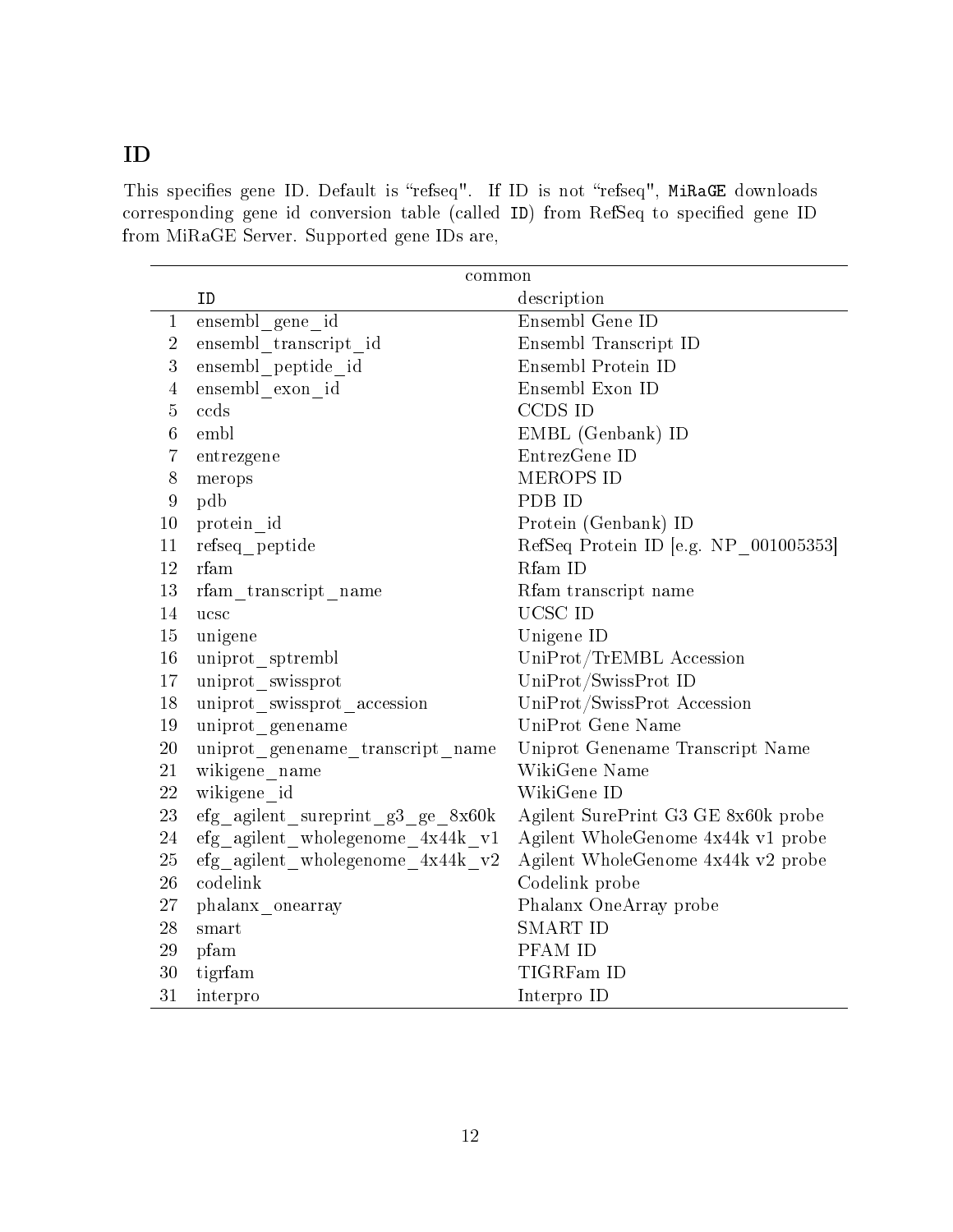## ID

This specifies gene ID. Default is "refseq". If ID is not "refseq", `MiRaGE` downloads corresponding gene id conversion table (called `ID`) from RefSeq to specified gene ID from MiRaGE Server. Supported gene IDs are,

| common | | |
|---|---|---|
| | `ID` | description |
| 1 | ensembl_gene_id | Ensembl Gene ID |
| 2 | ensembl_transcript_id | Ensembl Transcript ID |
| 3 | ensembl_peptide_id | Ensembl Protein ID |
| 4 | ensembl_exon_id | Ensembl Exon ID |
| 5 | ccds | CCDS ID |
| 6 | embl | EMBL (Genbank) ID |
| 7 | entrezgene | EntrezGene ID |
| 8 | merops | MEROPS ID |
| 9 | pdb | PDB ID |
| 10 | protein_id | Protein (Genbank) ID |
| 11 | refseq_peptide | RefSeq Protein ID [e.g. NP_001005353] |
| 12 | rfam | Rfam ID |
| 13 | rfam_transcript_name | Rfam transcript name |
| 14 | ucsc | UCSC ID |
| 15 | unigene | Unigene ID |
| 16 | uniprot_sptrembl | UniProt/TrEMBL Accession |
| 17 | uniprot_swissprot | UniProt/SwissProt ID |
| 18 | uniprot_swissprot_accession | UniProt/SwissProt Accession |
| 19 | uniprot_genename | UniProt Gene Name |
| 20 | uniprot_genename_transcript_name | Uniprot Genename Transcript Name |
| 21 | wikigene_name | WikiGene Name |
| 22 | wikigene_id | WikiGene ID |
| 23 | efg_agilent_sureprint_g3_ge_8x60k | Agilent SurePrint G3 GE 8x60k probe |
| 24 | efg_agilent_wholegenome_4x44k_v1 | Agilent WholeGenome 4x44k v1 probe |
| 25 | efg_agilent_wholegenome_4x44k_v2 | Agilent WholeGenome 4x44k v2 probe |
| 26 | codelink | Codelink probe |
| 27 | phalanx_onearray | Phalanx OneArray probe |
| 28 | smart | SMART ID |
| 29 | pfam | PFAM ID |
| 30 | tigrfam | TIGRFam ID |
| 31 | interpro | Interpro ID |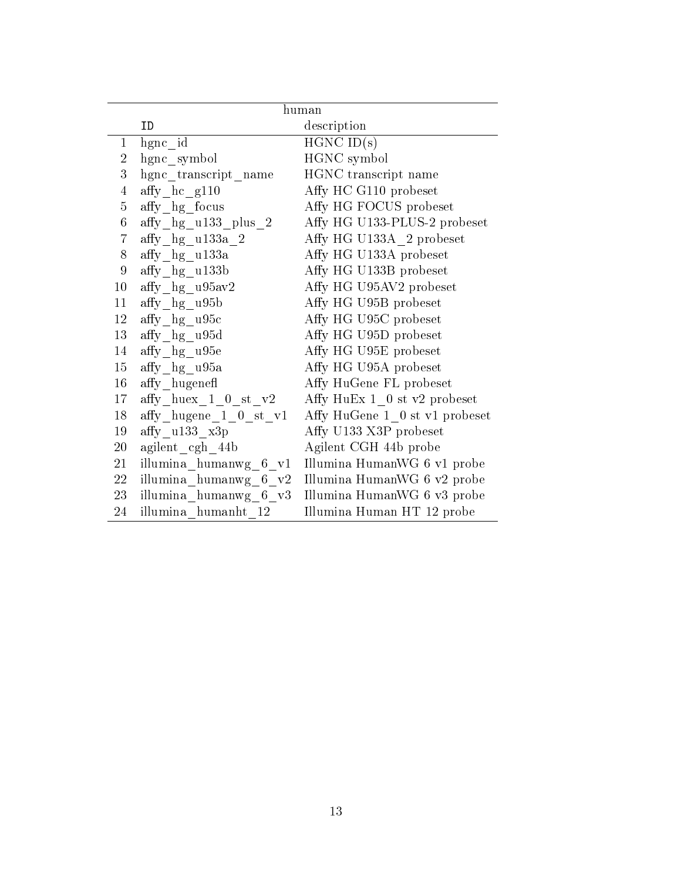| | human | |
|---|---|---|
| | ID | description |
| 1 | hgnc_id | HGNC ID(s) |
| 2 | hgnc_symbol | HGNC symbol |
| 3 | hgnc_transcript_name | HGNC transcript name |
| 4 | affy_hc_g110 | Affy HC G110 probeset |
| 5 | affy_hg_focus | Affy HG FOCUS probeset |
| 6 | affy_hg_u133_plus_2 | Affy HG U133-PLUS-2 probeset |
| 7 | affy_hg_u133a_2 | Affy HG U133A_2 probeset |
| 8 | affy_hg_u133a | Affy HG U133A probeset |
| 9 | affy_hg_u133b | Affy HG U133B probeset |
| 10 | affy_hg_u95av2 | Affy HG U95AV2 probeset |
| 11 | affy_hg_u95b | Affy HG U95B probeset |
| 12 | affy_hg_u95c | Affy HG U95C probeset |
| 13 | affy_hg_u95d | Affy HG U95D probeset |
| 14 | affy_hg_u95e | Affy HG U95E probeset |
| 15 | affy_hg_u95a | Affy HG U95A probeset |
| 16 | affy_hugenefl | Affy HuGene FL probeset |
| 17 | affy_huex_1_0_st_v2 | Affy HuEx 1_0 st v2 probeset |
| 18 | affy_hugene_1_0_st_v1 | Affy HuGene 1_0 st v1 probeset |
| 19 | affy_u133_x3p | Affy U133 X3P probeset |
| 20 | agilent_cgh_44b | Agilent CGH 44b probe |
| 21 | illumina_humanwg_6_v1 | Illumina HumanWG 6 v1 probe |
| 22 | illumina_humanwg_6_v2 | Illumina HumanWG 6 v2 probe |
| 23 | illumina_humanwg_6_v3 | Illumina HumanWG 6 v3 probe |
| 24 | illumina_humanht_12 | Illumina Human HT 12 probe |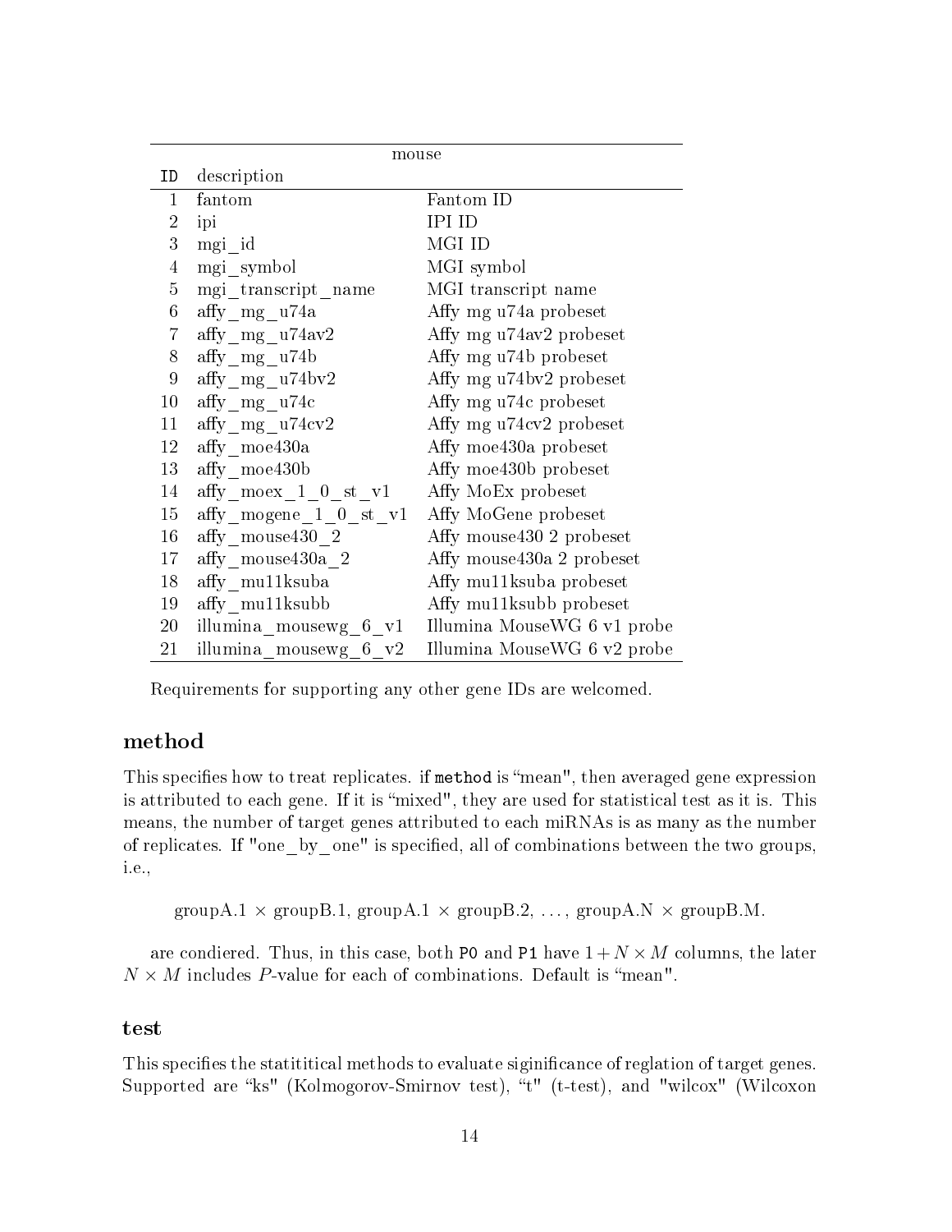| mouse | | |
|---|---|---|
| ID | description | |
| 1 | fantom | Fantom ID |
| 2 | ipi | IPI ID |
| 3 | mgi_id | MGI ID |
| 4 | mgi_symbol | MGI symbol |
| 5 | mgi_transcript_name | MGI transcript name |
| 6 | affy_mg_u74a | Affy mg u74a probeset |
| 7 | affy_mg_u74av2 | Affy mg u74av2 probeset |
| 8 | affy_mg_u74b | Affy mg u74b probeset |
| 9 | affy_mg_u74bv2 | Affy mg u74bv2 probeset |
| 10 | affy_mg_u74c | Affy mg u74c probeset |
| 11 | affy_mg_u74cv2 | Affy mg u74cv2 probeset |
| 12 | affy_moe430a | Affy moe430a probeset |
| 13 | affy_moe430b | Affy moe430b probeset |
| 14 | affy_moex_1_0_st_v1 | Affy MoEx probeset |
| 15 | affy_mogene_1_0_st_v1 | Affy MoGene probeset |
| 16 | affy_mouse430_2 | Affy mouse430 2 probeset |
| 17 | affy_mouse430a_2 | Affy mouse430a 2 probeset |
| 18 | affy_mu11ksuba | Affy mu11ksuba probeset |
| 19 | affy_mu11ksubb | Affy mu11ksubb probeset |
| 20 | illumina_mousewg_6_v1 | Illumina MouseWG 6 v1 probe |
| 21 | illumina_mousewg_6_v2 | Illumina MouseWG 6 v2 probe |

Requirements for supporting any other gene IDs are welcomed.

## method

This specifies how to treat replicates. if `method` is "mean", then averaged gene expression is attributed to each gene. If it is "mixed", they are used for statistical test as it is. This means, the number of target genes attributed to each miRNAs is as many as the number of replicates. If "one_by_one" is specified, all of combinations between the two groups, i.e.,

groupA.1 $\times$ groupB.1, groupA.1 $\times$ groupB.2, $\ldots$, groupA.N $\times$ groupB.M.

are condiered. Thus, in this case, both `P0` and `P1` have $1 + N \times M$ columns, the later $N \times M$ includes $P$-value for each of combinations. Default is "mean".

### test

This specifies the statititical methods to evaluate siginificance of reglation of target genes. Supported are "ks" (Kolmogorov-Smirnov test), "t" (t-test), and "wilcox" (Wilcoxon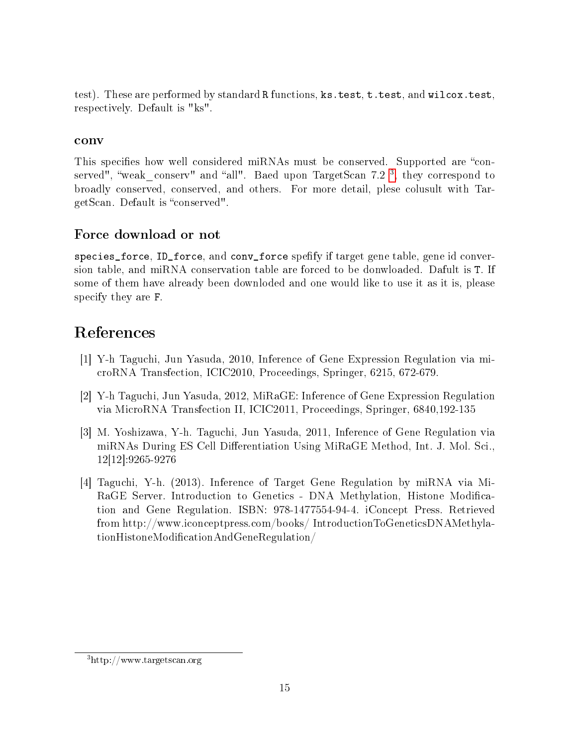test). These are performed by standard R functions, `ks.test`, `t.test`, and `wilcox.test`, respectively. Default is "ks".

### conv

This specifies how well considered miRNAs must be conserved. Supported are "conserved", "weak_conserv" and "all". Baed upon TargetScan 7.2 [3], they correspond to broadly conserved, conserved, and others. For more detail, plese colusult with TargetScan. Default is "conserved".

## Force download or not

`species_force`, `ID_force`, and `conv_force` spefify if target gene table, gene id conversion table, and miRNA conservation table are forced to be donwloaded. Dafult is `T`. If some of them have already been downloded and one would like to use it as it is, please specify they are `F`.

# References

[1] Y-h Taguchi, Jun Yasuda, 2010, Inference of Gene Expression Regulation via microRNA Transfection, ICIC2010, Proceedings, Springer, 6215, 672-679.

[2] Y-h Taguchi, Jun Yasuda, 2012, MiRaGE: Inference of Gene Expression Regulation via MicroRNA Transfection II, ICIC2011, Proceedings, Springer, 6840,192-135

[3] M. Yoshizawa, Y-h. Taguchi, Jun Yasuda, 2011, Inference of Gene Regulation via miRNAs During ES Cell Differentiation Using MiRaGE Method, Int. J. Mol. Sci., 12[12]:9265-9276

[4] Taguchi, Y-h. (2013). Inference of Target Gene Regulation by miRNA via MiRaGE Server. Introduction to Genetics - DNA Methylation, Histone Modification and Gene Regulation. ISBN: 978-1477554-94-4. iConcept Press. Retrieved from http://www.iconceptpress.com/books/ IntroductionToGeneticsDNAMethylationHistoneModificationAndGeneRegulation/

[3] http://www.targetscan.org